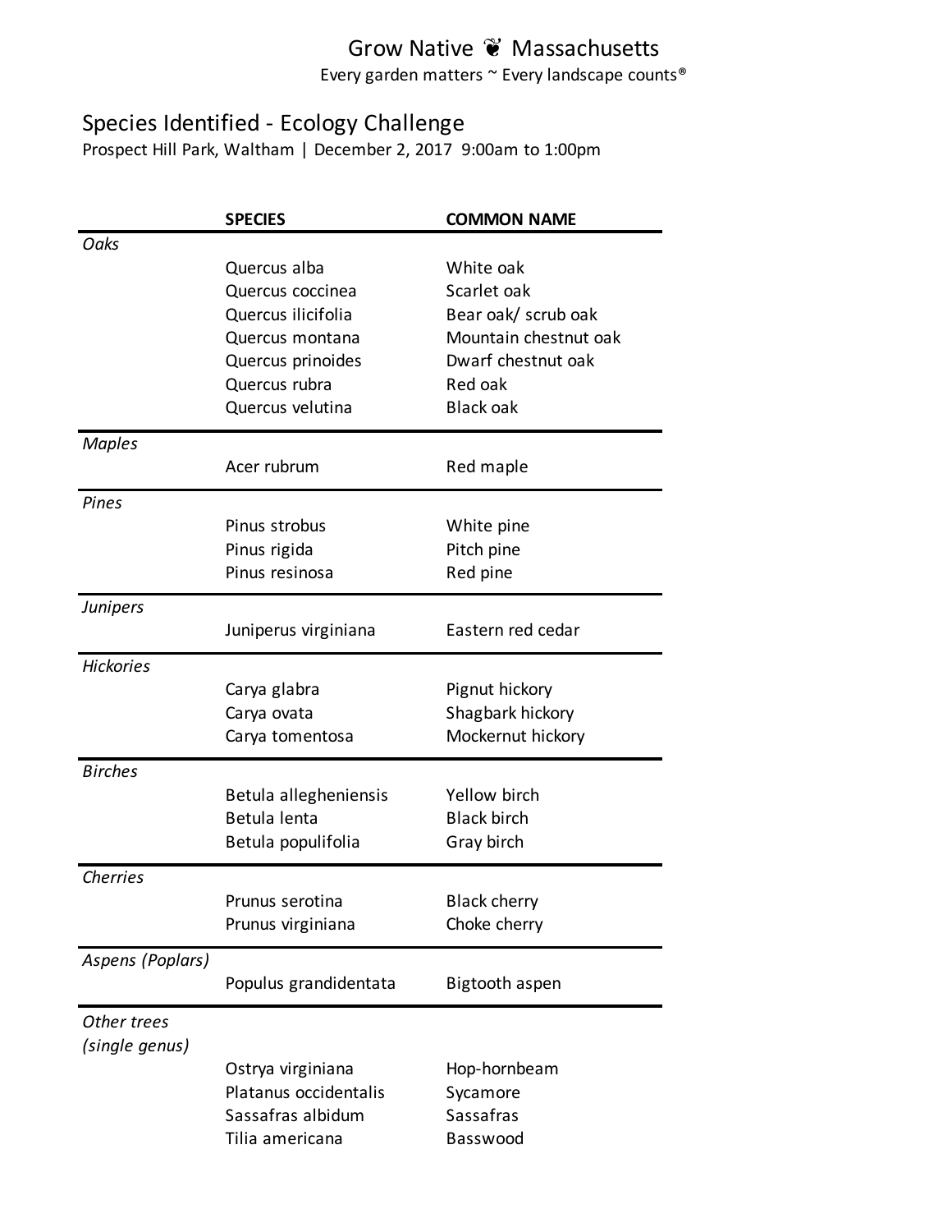# Grow Native ❦ Massachusetts

Every garden matters ~ Every landscape counts®

## Species Identified - Ecology Challenge

Prospect Hill Park, Waltham | December 2, 2017 9:00am to 1:00pm

| | SPECIES | COMMON NAME |
|---|---|---|
| *Oaks* | | |
| | Quercus alba | White oak |
| | Quercus coccinea | Scarlet oak |
| | Quercus ilicifolia | Bear oak/ scrub oak |
| | Quercus montana | Mountain chestnut oak |
| | Quercus prinoides | Dwarf chestnut oak |
| | Quercus rubra | Red oak |
| | Quercus velutina | Black oak |
| *Maples* | | |
| | Acer rubrum | Red maple |
| *Pines* | | |
| | Pinus strobus | White pine |
| | Pinus rigida | Pitch pine |
| | Pinus resinosa | Red pine |
| *Junipers* | | |
| | Juniperus virginiana | Eastern red cedar |
| *Hickories* | | |
| | Carya glabra | Pignut hickory |
| | Carya ovata | Shagbark hickory |
| | Carya tomentosa | Mockernut hickory |
| *Birches* | | |
| | Betula allegheniensis | Yellow birch |
| | Betula lenta | Black birch |
| | Betula populifolia | Gray birch |
| *Cherries* | | |
| | Prunus serotina | Black cherry |
| | Prunus virginiana | Choke cherry |
| *Aspens (Poplars)* | | |
| | Populus grandidentata | Bigtooth aspen |
| *Other trees (single genus)* | | |
| | Ostrya virginiana | Hop-hornbeam |
| | Platanus occidentalis | Sycamore |
| | Sassafras albidum | Sassafras |
| | Tilia americana | Basswood |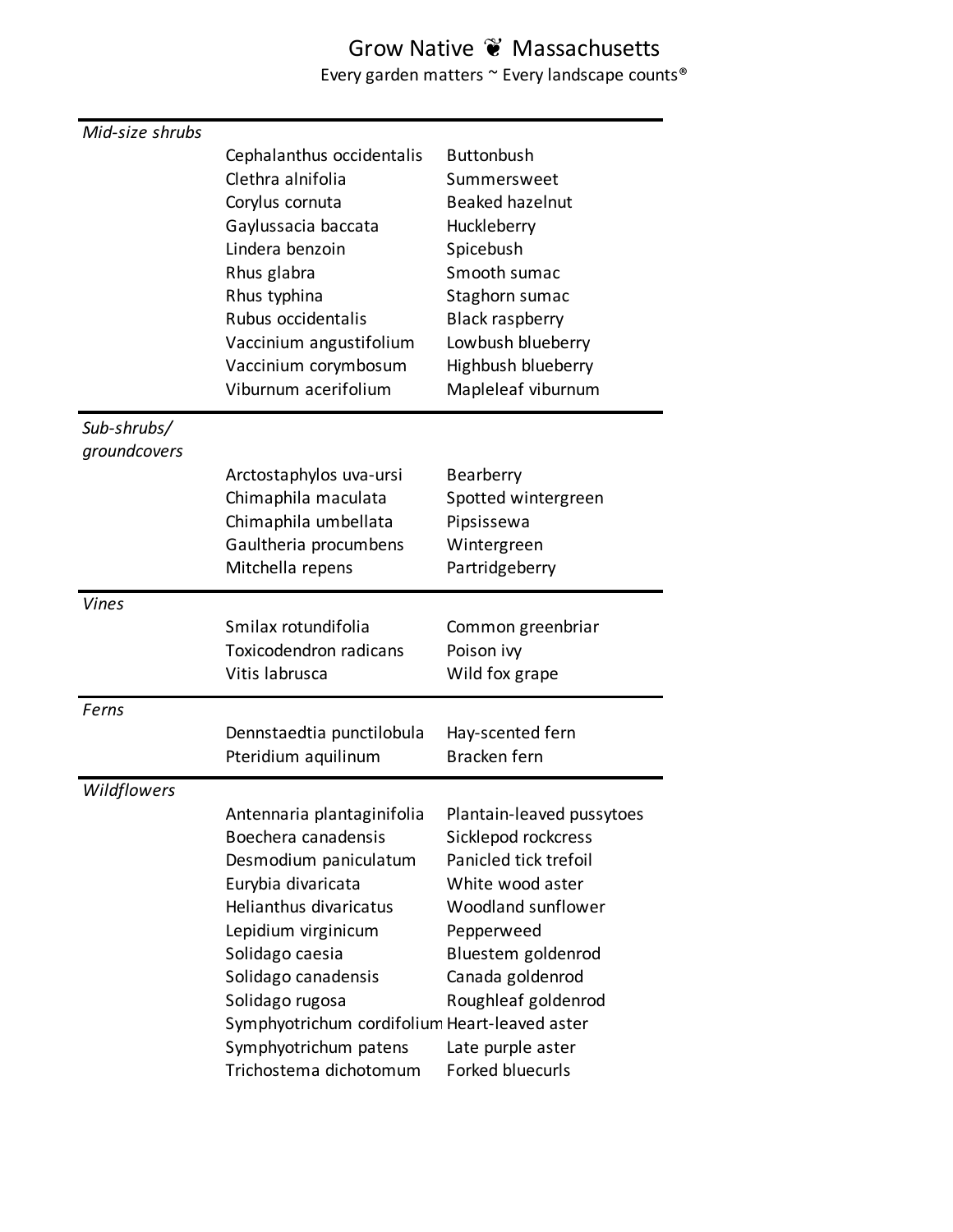# Grow Native ❦ Massachusetts

Every garden matters ~ Every landscape counts®

| Category | Scientific name | Common name |
|---|---|---|
| *Mid-size shrubs* | | |
| | Cephalanthus occidentalis | Buttonbush |
| | Clethra alnifolia | Summersweet |
| | Corylus cornuta | Beaked hazelnut |
| | Gaylussacia baccata | Huckleberry |
| | Lindera benzoin | Spicebush |
| | Rhus glabra | Smooth sumac |
| | Rhus typhina | Staghorn sumac |
| | Rubus occidentalis | Black raspberry |
| | Vaccinium angustifolium | Lowbush blueberry |
| | Vaccinium corymbosum | Highbush blueberry |
| | Viburnum acerifolium | Mapleleaf viburnum |
| *Sub-shrubs/ groundcovers* | | |
| | Arctostaphylos uva-ursi | Bearberry |
| | Chimaphila maculata | Spotted wintergreen |
| | Chimaphila umbellata | Pipsissewa |
| | Gaultheria procumbens | Wintergreen |
| | Mitchella repens | Partridgeberry |
| *Vines* | | |
| | Smilax rotundifolia | Common greenbriar |
| | Toxicodendron radicans | Poison ivy |
| | Vitis labrusca | Wild fox grape |
| *Ferns* | | |
| | Dennstaedtia punctilobula | Hay-scented fern |
| | Pteridium aquilinum | Bracken fern |
| *Wildflowers* | | |
| | Antennaria plantaginifolia | Plantain-leaved pussytoes |
| | Boechera canadensis | Sicklepod rockcress |
| | Desmodium paniculatum | Panicled tick trefoil |
| | Eurybia divaricata | White wood aster |
| | Helianthus divaricatus | Woodland sunflower |
| | Lepidium virginicum | Pepperweed |
| | Solidago caesia | Bluestem goldenrod |
| | Solidago canadensis | Canada goldenrod |
| | Solidago rugosa | Roughleaf goldenrod |
| | Symphyotrichum cordifolium | Heart-leaved aster |
| | Symphyotrichum patens | Late purple aster |
| | Trichostema dichotomum | Forked bluecurls |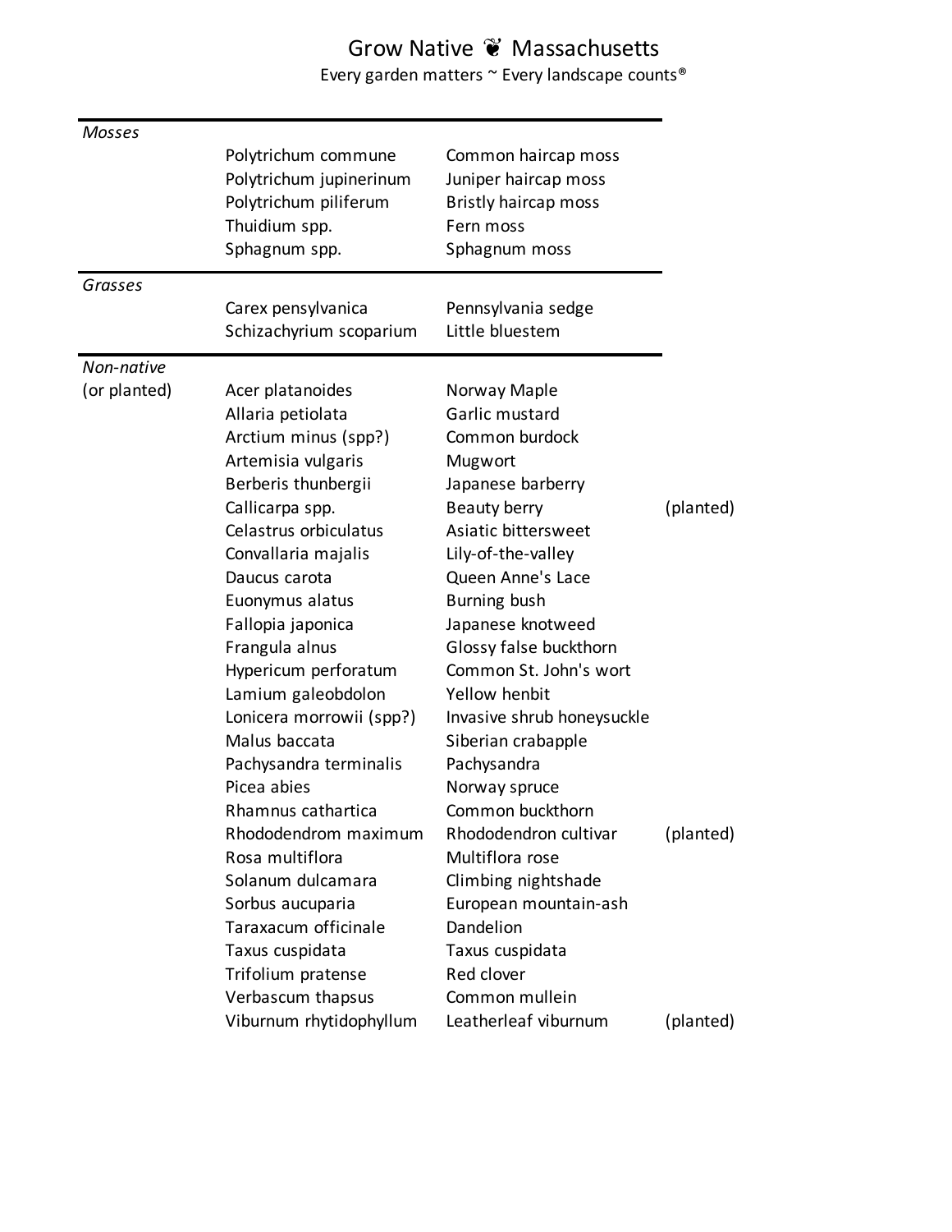# Grow Native ❦ Massachusetts

Every garden matters ~ Every landscape counts®

| | | | |
|---|---|---|---|
| *Mosses* | | | |
| | Polytrichum commune | Common haircap moss | |
| | Polytrichum jupinerinum | Juniper haircap moss | |
| | Polytrichum piliferum | Bristly haircap moss | |
| | Thuidium spp. | Fern moss | |
| | Sphagnum spp. | Sphagnum moss | |
| *Grasses* | | | |
| | Carex pensylvanica | Pennsylvania sedge | |
| | Schizachyrium scoparium | Little bluestem | |
| *Non-native* | | | |
| *(or planted)* | Acer platanoides | Norway Maple | |
| | Allaria petiolata | Garlic mustard | |
| | Arctium minus (spp?) | Common burdock | |
| | Artemisia vulgaris | Mugwort | |
| | Berberis thunbergii | Japanese barberry | |
| | Callicarpa spp. | Beauty berry | (planted) |
| | Celastrus orbiculatus | Asiatic bittersweet | |
| | Convallaria majalis | Lily-of-the-valley | |
| | Daucus carota | Queen Anne's Lace | |
| | Euonymus alatus | Burning bush | |
| | Fallopia japonica | Japanese knotweed | |
| | Frangula alnus | Glossy false buckthorn | |
| | Hypericum perforatum | Common St. John's wort | |
| | Lamium galeobdolon | Yellow henbit | |
| | Lonicera morrowii (spp?) | Invasive shrub honeysuckle | |
| | Malus baccata | Siberian crabapple | |
| | Pachysandra terminalis | Pachysandra | |
| | Picea abies | Norway spruce | |
| | Rhamnus cathartica | Common buckthorn | |
| | Rhododendron maximum | Rhododendron cultivar | (planted) |
| | Rosa multiflora | Multiflora rose | |
| | Solanum dulcamara | Climbing nightshade | |
| | Sorbus aucuparia | European mountain-ash | |
| | Taraxacum officinale | Dandelion | |
| | Taxus cuspidata | Taxus cuspidata | |
| | Trifolium pratense | Red clover | |
| | Verbascum thapsus | Common mullein | |
| | Viburnum rhytidophyllum | Leatherleaf viburnum | (planted) |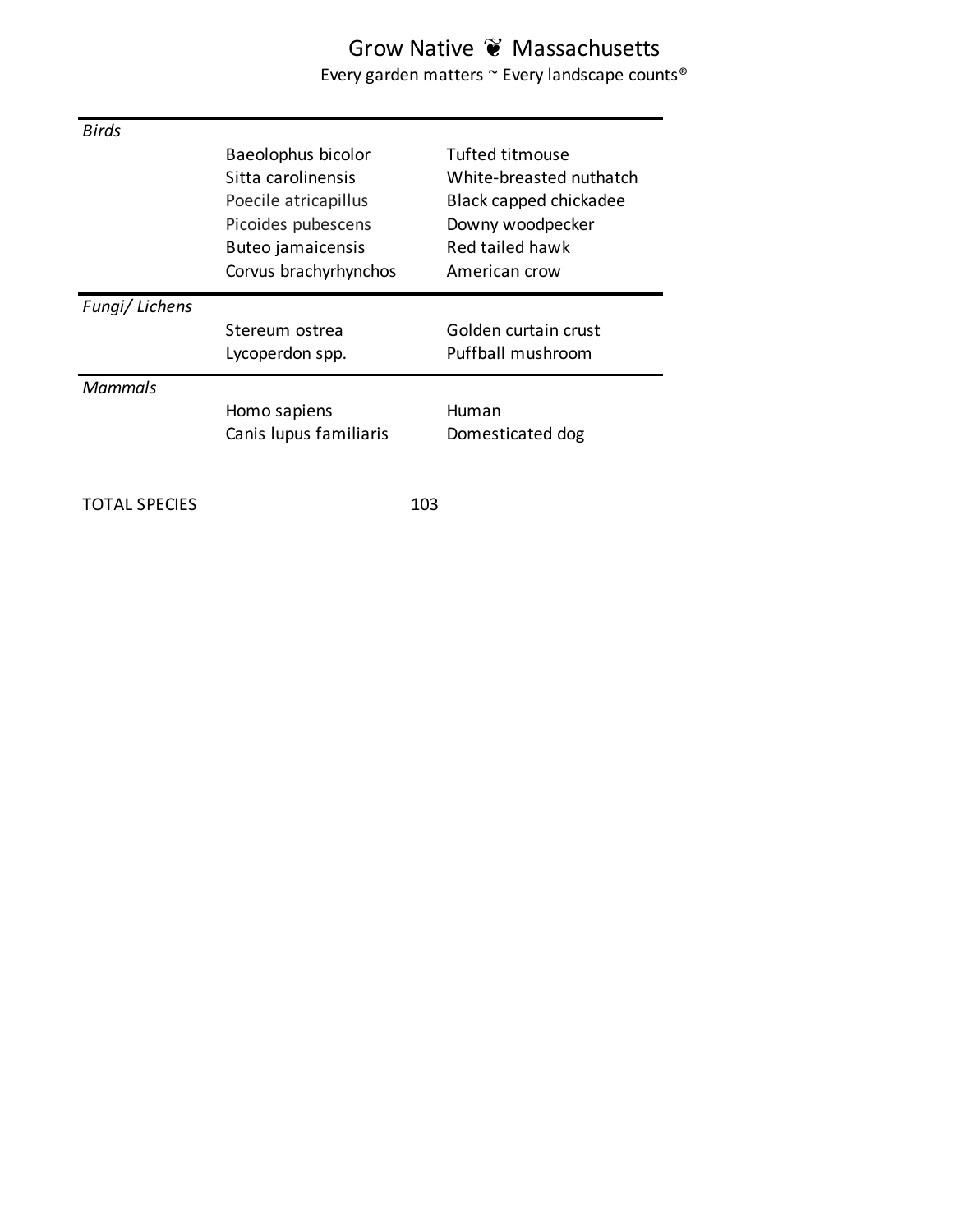Grow Native ❦ Massachusetts

Every garden matters ~ Every landscape counts®

| | | |
|---|---|---|
| *Birds* | | |
| | Baeolophus bicolor | Tufted titmouse |
| | Sitta carolinensis | White-breasted nuthatch |
| | Poecile atricapillus | Black capped chickadee |
| | Picoides pubescens | Downy woodpecker |
| | Buteo jamaicensis | Red tailed hawk |
| | Corvus brachyrhynchos | American crow |
| *Fungi/ Lichens* | | |
| | Stereum ostrea | Golden curtain crust |
| | Lycoperdon spp. | Puffball mushroom |
| *Mammals* | | |
| | Homo sapiens | Human |
| | Canis lupus familiaris | Domesticated dog |

TOTAL SPECIES 103